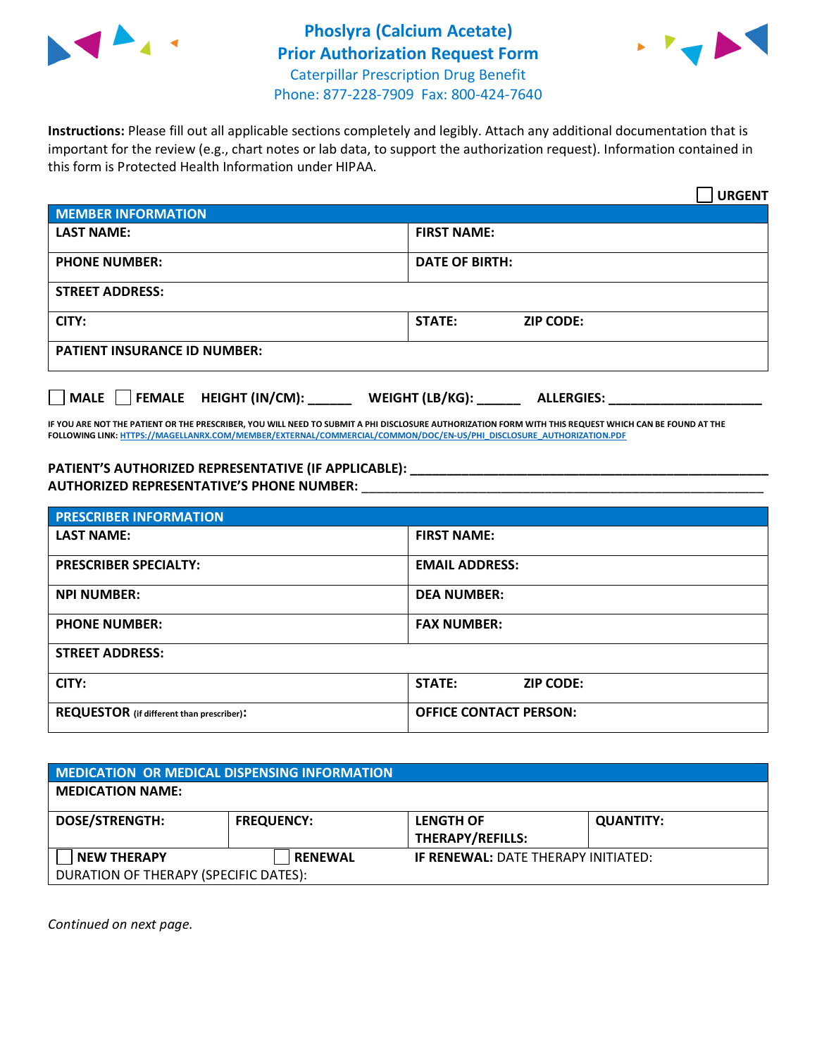# Phoslyra (Calcium Acetate)
# Prior Authorization Request Form

Caterpillar Prescription Drug Benefit
Phone: 877-228-7909 Fax: 800-424-7640

**Instructions:** Please fill out all applicable sections completely and legibly. Attach any additional documentation that is important for the review (e.g., chart notes or lab data, to support the authorization request). Information contained in this form is Protected Health Information under HIPAA.

☐ **URGENT**

| **MEMBER INFORMATION** | |
|---|---|
| **LAST NAME:** | **FIRST NAME:** |
| **PHONE NUMBER:** | **DATE OF BIRTH:** |
| **STREET ADDRESS:** | |
| **CITY:** | **STATE:** **ZIP CODE:** |
| **PATIENT INSURANCE ID NUMBER:** | |

☐ **MALE** ☐ **FEMALE** **HEIGHT (IN/CM):** ______ **WEIGHT (LB/KG):** ______ **ALLERGIES:** ____________________

**IF YOU ARE NOT THE PATIENT OR THE PRESCRIBER, YOU WILL NEED TO SUBMIT A PHI DISCLOSURE AUTHORIZATION FORM WITH THIS REQUEST WHICH CAN BE FOUND AT THE FOLLOWING LINK:** HTTPS://MAGELLANRX.COM/MEMBER/EXTERNAL/COMMERCIAL/COMMON/DOC/EN-US/PHI_DISCLOSURE_AUTHORIZATION.PDF

**PATIENT'S AUTHORIZED REPRESENTATIVE (IF APPLICABLE):** ____________________________________________

**AUTHORIZED REPRESENTATIVE'S PHONE NUMBER:** ____________________________________________

| **PRESCRIBER INFORMATION** | |
|---|---|
| **LAST NAME:** | **FIRST NAME:** |
| **PRESCRIBER SPECIALTY:** | **EMAIL ADDRESS:** |
| **NPI NUMBER:** | **DEA NUMBER:** |
| **PHONE NUMBER:** | **FAX NUMBER:** |
| **STREET ADDRESS:** | |
| **CITY:** | **STATE:** **ZIP CODE:** |
| **REQUESTOR** (if different than prescriber)**:** | **OFFICE CONTACT PERSON:** |

| **MEDICATION OR MEDICAL DISPENSING INFORMATION** | | | |
|---|---|---|---|
| **MEDICATION NAME:** | | | |
| **DOSE/STRENGTH:** | **FREQUENCY:** | **LENGTH OF THERAPY/REFILLS:** | **QUANTITY:** |
| ☐ **NEW THERAPY** | ☐ **RENEWAL** | **IF RENEWAL:** DATE THERAPY INITIATED: | |
| DURATION OF THERAPY (SPECIFIC DATES): | | | |

*Continued on next page.*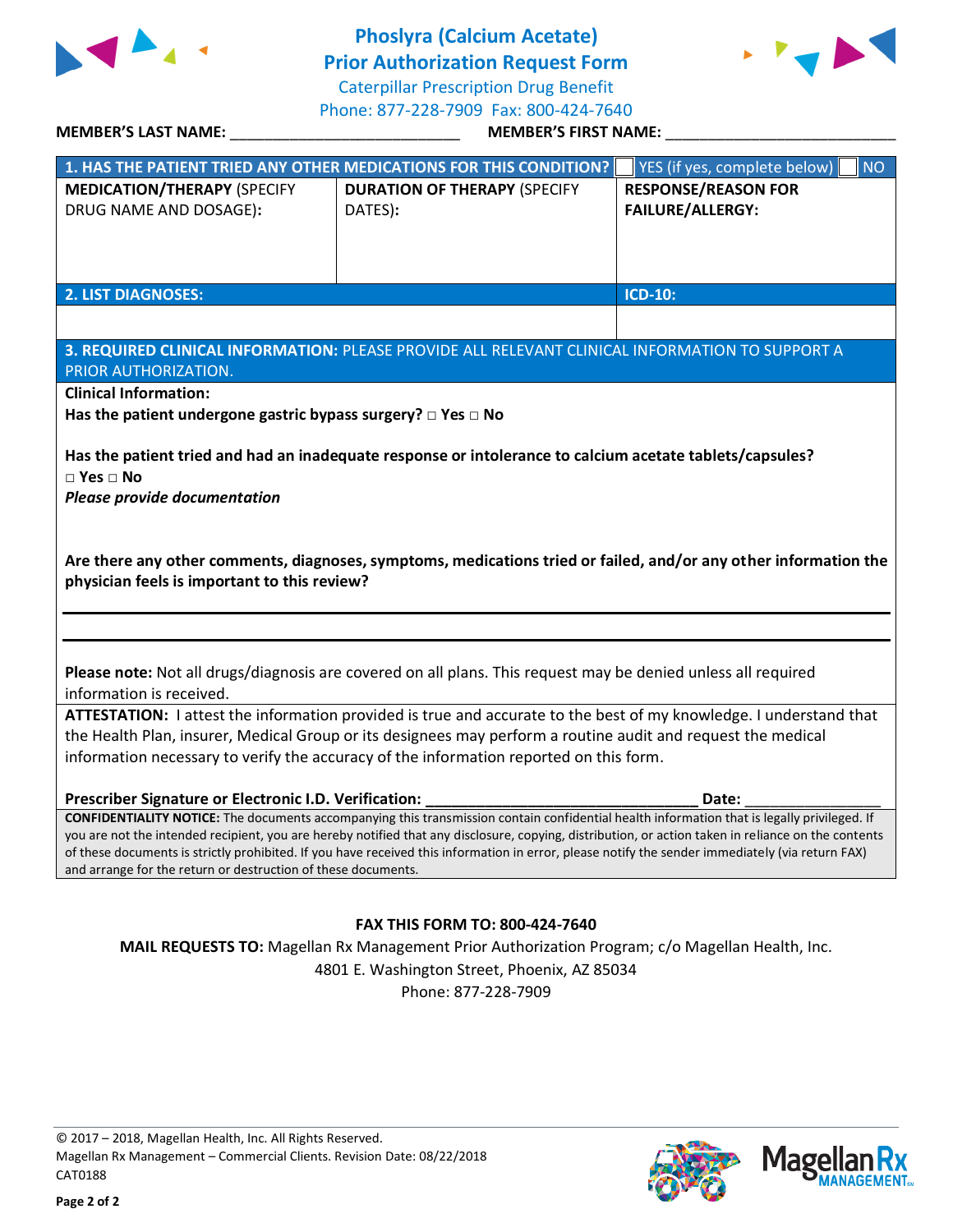# Phoslyra (Calcium Acetate) Prior Authorization Request Form

Caterpillar Prescription Drug Benefit

Phone: 877-228-7909 Fax: 800-424-7640

**MEMBER'S LAST NAME:** ___________________________ **MEMBER'S FIRST NAME:** ___________________________

| **1. HAS THE PATIENT TRIED ANY OTHER MEDICATIONS FOR THIS CONDITION?** | | ☐ YES (if yes, complete below) ☐ NO |
|---|---|---|
| **MEDICATION/THERAPY** (SPECIFY DRUG NAME AND DOSAGE): | **DURATION OF THERAPY** (SPECIFY DATES): | **RESPONSE/REASON FOR FAILURE/ALLERGY:** |
| | | |

| **2. LIST DIAGNOSES:** | **ICD-10:** |
|---|---|
| | |

**3. REQUIRED CLINICAL INFORMATION:** PLEASE PROVIDE ALL RELEVANT CLINICAL INFORMATION TO SUPPORT A PRIOR AUTHORIZATION.

**Clinical Information:**

**Has the patient undergone gastric bypass surgery? □ Yes □ No**

**Has the patient tried and had an inadequate response or intolerance to calcium acetate tablets/capsules?**
**□ Yes □ No**
***Please provide documentation***

**Are there any other comments, diagnoses, symptoms, medications tried or failed, and/or any other information the physician feels is important to this review?**

______________________________________________________________________________

______________________________________________________________________________

**Please note:** Not all drugs/diagnosis are covered on all plans. This request may be denied unless all required information is received.

**ATTESTATION:** I attest the information provided is true and accurate to the best of my knowledge. I understand that the Health Plan, insurer, Medical Group or its designees may perform a routine audit and request the medical information necessary to verify the accuracy of the information reported on this form.

**Prescriber Signature or Electronic I.D. Verification:** ________________________________ **Date:** ________________

**CONFIDENTIALITY NOTICE:** The documents accompanying this transmission contain confidential health information that is legally privileged. If you are not the intended recipient, you are hereby notified that any disclosure, copying, distribution, or action taken in reliance on the contents of these documents is strictly prohibited. If you have received this information in error, please notify the sender immediately (via return FAX) and arrange for the return or destruction of these documents.

**FAX THIS FORM TO: 800-424-7640**

**MAIL REQUESTS TO:** Magellan Rx Management Prior Authorization Program; c/o Magellan Health, Inc.
4801 E. Washington Street, Phoenix, AZ 85034
Phone: 877-228-7909

© 2017 – 2018, Magellan Health, Inc. All Rights Reserved.
Magellan Rx Management – Commercial Clients. Revision Date: 08/22/2018
CAT0188